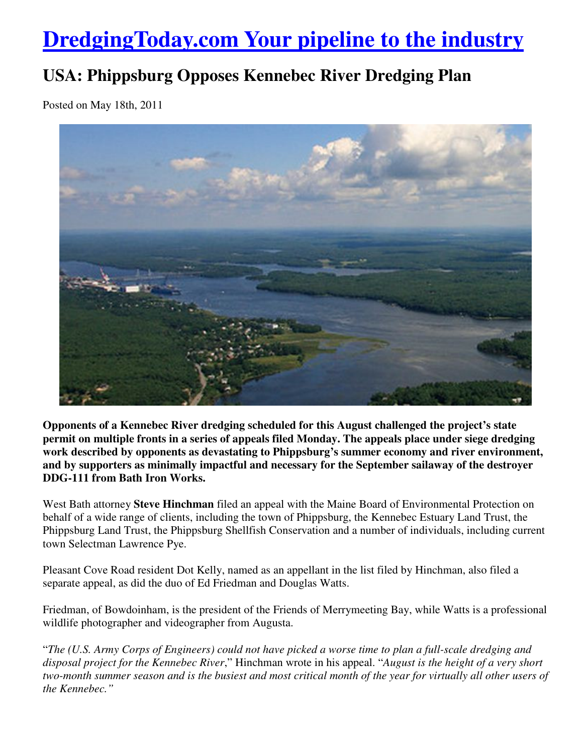# DredgingToday.com Your pipeline to the industry

## USA: Phippsburg Opposes Kennebec River Dredging Plan

Posted on May 18th, 2011

**Opponents of a Kennebec River dredging scheduled for this August challenged the project's state permit on multiple fronts in a series of appeals filed Monday. The appeals place under siege dredging work described by opponents as devastating to Phippsburg's summer economy and river environment, and by supporters as minimally impactful and necessary for the September sailaway of the destroyer DDG-111 from Bath Iron Works.**

West Bath attorney **Steve Hinchman** filed an appeal with the Maine Board of Environmental Protection on behalf of a wide range of clients, including the town of Phippsburg, the Kennebec Estuary Land Trust, the Phippsburg Land Trust, the Phippsburg Shellfish Conservation and a number of individuals, including current town Selectman Lawrence Pye.

Pleasant Cove Road resident Dot Kelly, named as an appellant in the list filed by Hinchman, also filed a separate appeal, as did the duo of Ed Friedman and Douglas Watts.

Friedman, of Bowdoinham, is the president of the Friends of Merrymeeting Bay, while Watts is a professional wildlife photographer and videographer from Augusta.

"*The (U.S. Army Corps of Engineers) could not have picked a worse time to plan a full-scale dredging and disposal project for the Kennebec River*," Hinchman wrote in his appeal. "*August is the height of a very short two-month summer season and is the busiest and most critical month of the year for virtually all other users of the Kennebec.*"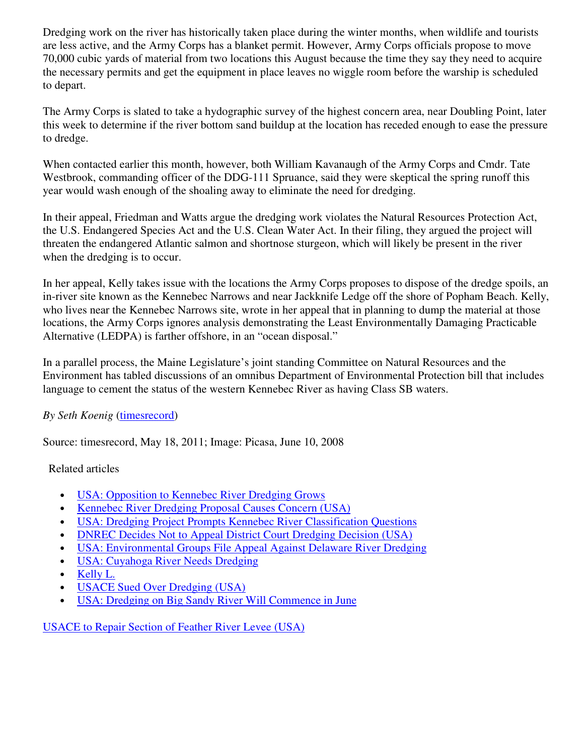Dredging work on the river has historically taken place during the winter months, when wildlife and tourists are less active, and the Army Corps has a blanket permit. However, Army Corps officials propose to move 70,000 cubic yards of material from two locations this August because the time they say they need to acquire the necessary permits and get the equipment in place leaves no wiggle room before the warship is scheduled to depart.

The Army Corps is slated to take a hydrographic survey of the highest concern area, near Doubling Point, later this week to determine if the river bottom sand buildup at the location has receded enough to ease the pressure to dredge.

When contacted earlier this month, however, both William Kavanaugh of the Army Corps and Cmdr. Tate Westbrook, commanding officer of the DDG-111 Spruance, said they were skeptical the spring runoff this year would wash enough of the shoaling away to eliminate the need for dredging.

In their appeal, Friedman and Watts argue the dredging work violates the Natural Resources Protection Act, the U.S. Endangered Species Act and the U.S. Clean Water Act. In their filing, they argued the project will threaten the endangered Atlantic salmon and shortnose sturgeon, which will likely be present in the river when the dredging is to occur.

In her appeal, Kelly takes issue with the locations the Army Corps proposes to dispose of the dredge spoils, an in-river site known as the Kennebec Narrows and near Jackknife Ledge off the shore of Popham Beach. Kelly, who lives near the Kennebec Narrows site, wrote in her appeal that in planning to dump the material at those locations, the Army Corps ignores analysis demonstrating the Least Environmentally Damaging Practicable Alternative (LEDPA) is farther offshore, in an "ocean disposal."

In a parallel process, the Maine Legislature's joint standing Committee on Natural Resources and the Environment has tabled discussions of an omnibus Department of Environmental Protection bill that includes language to cement the status of the western Kennebec River as having Class SB waters.

*By Seth Koenig* (timesrecord)

Source: timesrecord, May 18, 2011; Image: Picasa, June 10, 2008

Related articles

- USA: Opposition to Kennebec River Dredging Grows
- Kennebec River Dredging Proposal Causes Concern (USA)
- USA: Dredging Project Prompts Kennebec River Classification Questions
- DNREC Decides Not to Appeal District Court Dredging Decision (USA)
- USA: Environmental Groups File Appeal Against Delaware River Dredging
- USA: Cuyahoga River Needs Dredging
- Kelly L.
- USACE Sued Over Dredging (USA)
- USA: Dredging on Big Sandy River Will Commence in June

USACE to Repair Section of Feather River Levee (USA)